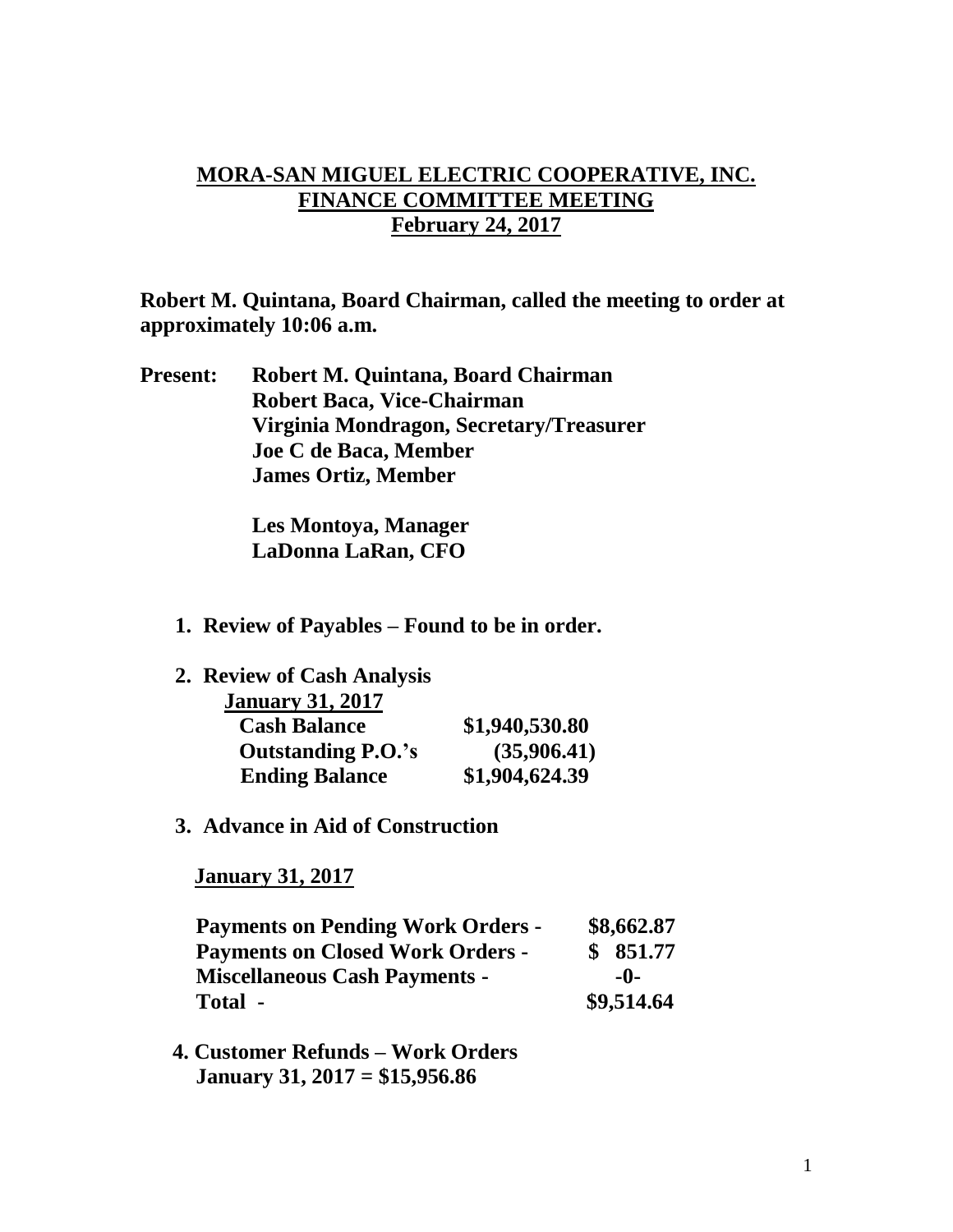# MORA-SAN MIGUEL ELECTRIC COOPERATIVE, INC.
## FINANCE COMMITTEE MEETING
## February 24, 2017

**Robert M. Quintana, Board Chairman, called the meeting to order at approximately 10:06 a.m.**

**Present:** **Robert M. Quintana, Board Chairman**
**Robert Baca, Vice-Chairman**
**Virginia Mondragon, Secretary/Treasurer**
**Joe C de Baca, Member**
**James Ortiz, Member**

**Les Montoya, Manager**
**LaDonna LaRan, CFO**

1. **Review of Payables – Found to be in order.**

2. **Review of Cash Analysis**

   **January 31, 2017**

   | | |
   |---|---|
   | **Cash Balance** | **$1,940,530.80** |
   | **Outstanding P.O.'s** | **(35,906.41)** |
   | **Ending Balance** | **$1,904,624.39** |

3. **Advance in Aid of Construction**

   **January 31, 2017**

   | | |
   |---|---|
   | **Payments on Pending Work Orders -** | **$8,662.87** |
   | **Payments on Closed Work Orders -** | **$ 851.77** |
   | **Miscellaneous Cash Payments -** | **-0-** |
   | **Total -** | **$9,514.64** |

4. **Customer Refunds – Work Orders**
   **January 31, 2017 = $15,956.86**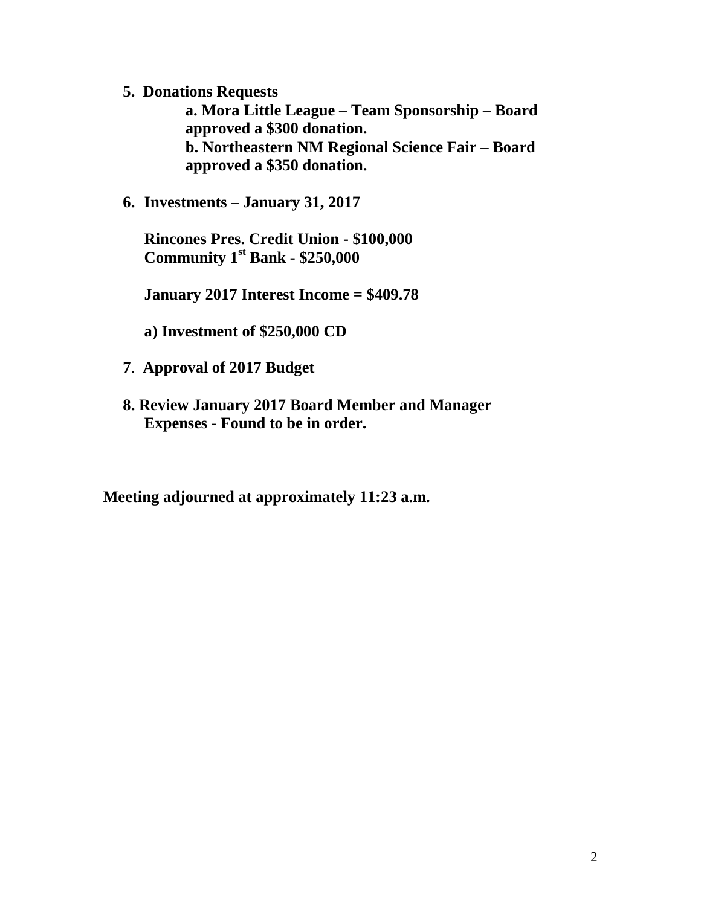**5. Donations Requests**

**a. Mora Little League – Team Sponsorship – Board approved a $300 donation.**

**b. Northeastern NM Regional Science Fair – Board approved a $350 donation.**

**6. Investments – January 31, 2017**

**Rincones Pres. Credit Union - $100,000**
**Community 1st Bank - $250,000**

**January 2017 Interest Income = $409.78**

**a) Investment of $250,000 CD**

**7. Approval of 2017 Budget**

**8. Review January 2017 Board Member and Manager Expenses - Found to be in order.**

**Meeting adjourned at approximately 11:23 a.m.**